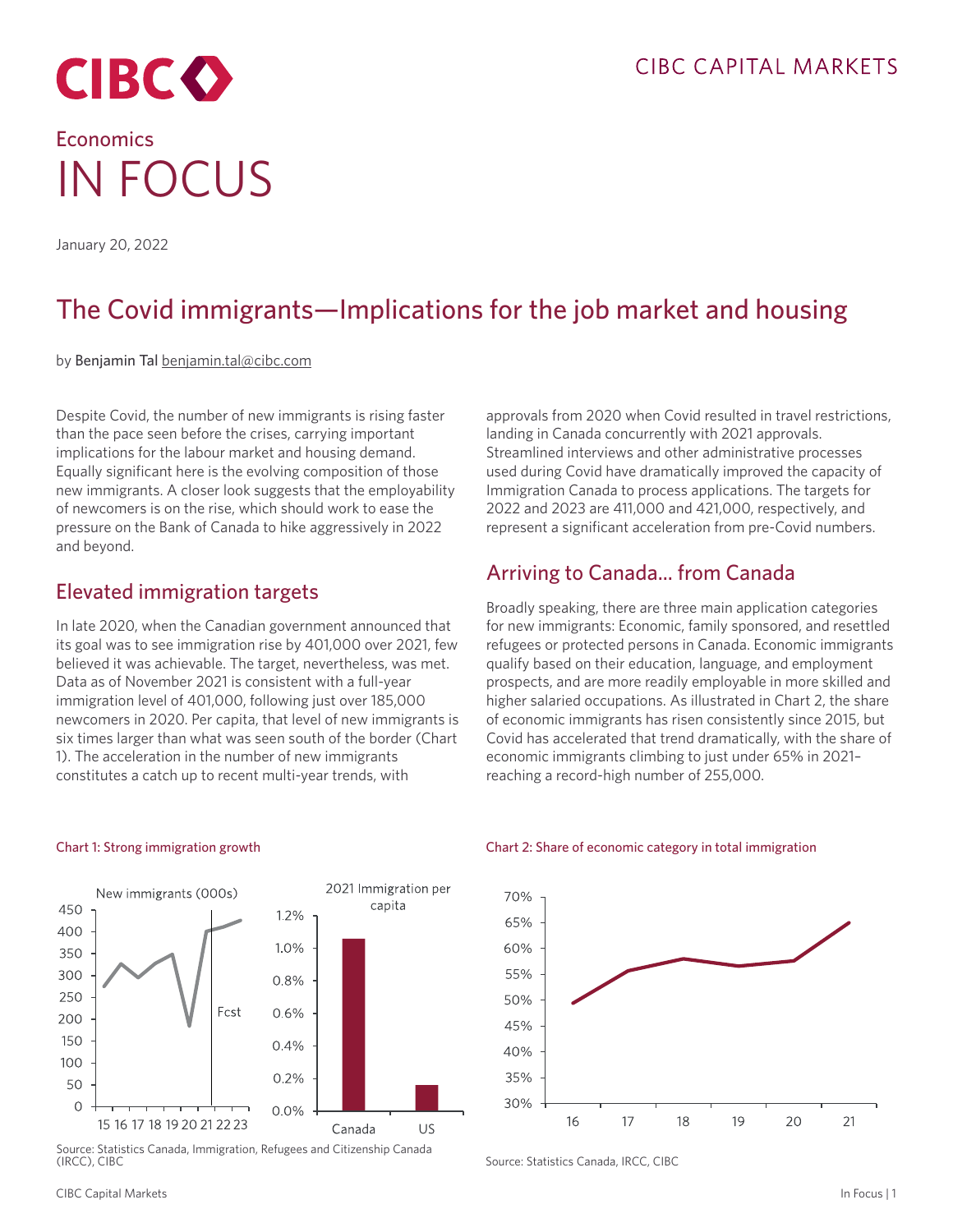# Economics IN FOCUS

January 20, 2022

## The Covid immigrants—Implications for the job market and housing

by Benjamin Tal benjamin.tal@cibc.com

Despite Covid, the number of new immigrants is rising faster than the pace seen before the crises, carrying important implications for the labour market and housing demand. Equally significant here is the evolving composition of those new immigrants. A closer look suggests that the employability of newcomers is on the rise, which should work to ease the pressure on the Bank of Canada to hike aggressively in 2022 and beyond.

### Elevated immigration targets

In late 2020, when the Canadian government announced that its goal was to see immigration rise by 401,000 over 2021, few believed it was achievable. The target, nevertheless, was met. Data as of November 2021 is consistent with a full-year immigration level of 401,000, following just over 185,000 newcomers in 2020. Per capita, that level of new immigrants is six times larger than what was seen south of the border (Chart 1). The acceleration in the number of new immigrants constitutes a catch up to recent multi-year trends, with approvals from 2020 when Covid resulted in travel restrictions, landing in Canada concurrently with 2021 approvals. Streamlined interviews and other administrative processes used during Covid have dramatically improved the capacity of Immigration Canada to process applications. The targets for 2022 and 2023 are 411,000 and 421,000, respectively, and represent a significant acceleration from pre-Covid numbers.

### Arriving to Canada... from Canada

Broadly speaking, there are three main application categories for new immigrants: Economic, family sponsored, and resettled refugees or protected persons in Canada. Economic immigrants qualify based on their education, language, and employment prospects, and are more readily employable in more skilled and higher salaried occupations. As illustrated in Chart 2, the share of economic immigrants has risen consistently since 2015, but Covid has accelerated that trend dramatically, with the share of economic immigrants climbing to just under 65% in 2021–reaching a record-high number of 255,000.

Chart 1: Strong immigration growth

Source: Statistics Canada, Immigration, Refugees and Citizenship Canada (IRCC), CIBC

Chart 2: Share of economic category in total immigration

Source: Statistics Canada, IRCC, CIBC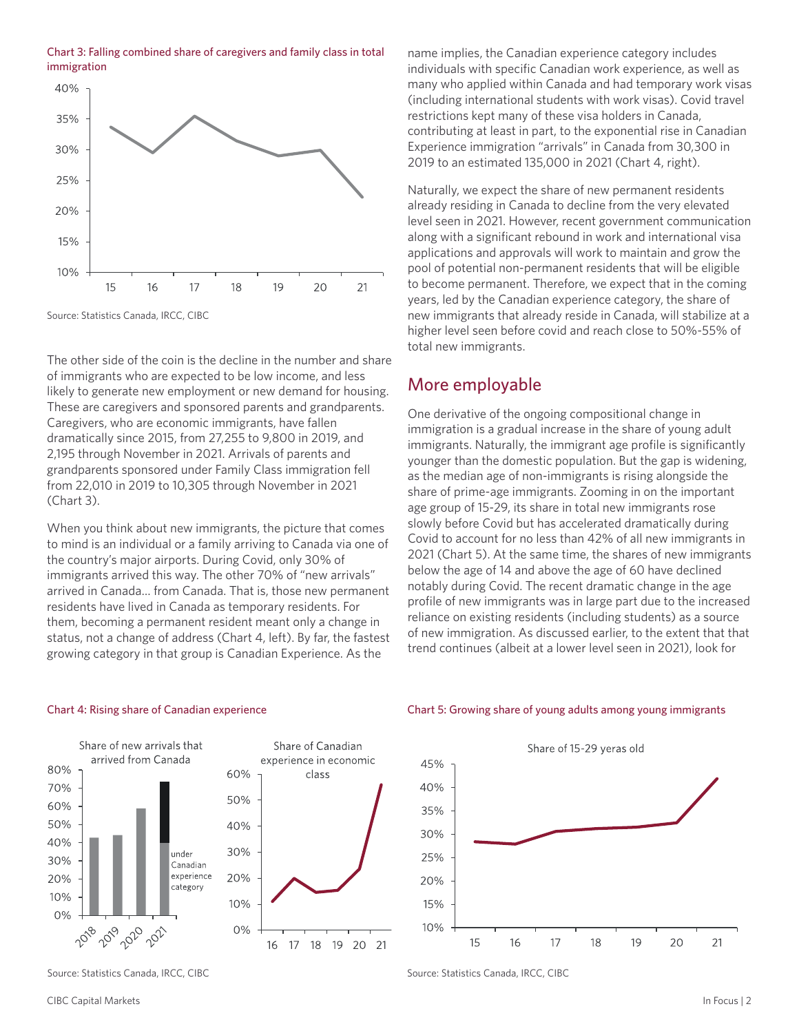Chart 3: Falling combined share of caregivers and family class in total immigration

Source: Statistics Canada, IRCC, CIBC

The other side of the coin is the decline in the number and share of immigrants who are expected to be low income, and less likely to generate new employment or new demand for housing. These are caregivers and sponsored parents and grandparents. Caregivers, who are economic immigrants, have fallen dramatically since 2015, from 27,255 to 9,800 in 2019, and 2,195 through November in 2021. Arrivals of parents and grandparents sponsored under Family Class immigration fell from 22,010 in 2019 to 10,305 through November in 2021 (Chart 3).

When you think about new immigrants, the picture that comes to mind is an individual or a family arriving to Canada via one of the country's major airports. During Covid, only 30% of immigrants arrived this way. The other 70% of "new arrivals" arrived in Canada... from Canada. That is, those new permanent residents have lived in Canada as temporary residents. For them, becoming a permanent resident meant only a change in status, not a change of address (Chart 4, left). By far, the fastest growing category in that group is Canadian Experience. As the name implies, the Canadian experience category includes individuals with specific Canadian work experience, as well as many who applied within Canada and had temporary work visas (including international students with work visas). Covid travel restrictions kept many of these visa holders in Canada, contributing at least in part, to the exponential rise in Canadian Experience immigration "arrivals" in Canada from 30,300 in 2019 to an estimated 135,000 in 2021 (Chart 4, right).

Naturally, we expect the share of new permanent residents already residing in Canada to decline from the very elevated level seen in 2021. However, recent government communication along with a significant rebound in work and international visa applications and approvals will work to maintain and grow the pool of potential non-permanent residents that will be eligible to become permanent. Therefore, we expect that in the coming years, led by the Canadian experience category, the share of new immigrants that already reside in Canada, will stabilize at a higher level seen before covid and reach close to 50%-55% of total new immigrants.

## More employable

One derivative of the ongoing compositional change in immigration is a gradual increase in the share of young adult immigrants. Naturally, the immigrant age profile is significantly younger than the domestic population. But the gap is widening, as the median age of non-immigrants is rising alongside the share of prime-age immigrants. Zooming in on the important age group of 15-29, its share in total new immigrants rose slowly before Covid but has accelerated dramatically during Covid to account for no less than 42% of all new immigrants in 2021 (Chart 5). At the same time, the shares of new immigrants below the age of 14 and above the age of 60 have declined notably during Covid. The recent dramatic change in the age profile of new immigrants was in large part due to the increased reliance on existing residents (including students) as a source of new immigration. As discussed earlier, to the extent that that trend continues (albeit at a lower level seen in 2021), look for

Chart 4: Rising share of Canadian experience

Source: Statistics Canada, IRCC, CIBC

Chart 5: Growing share of young adults among young immigrants

Source: Statistics Canada, IRCC, CIBC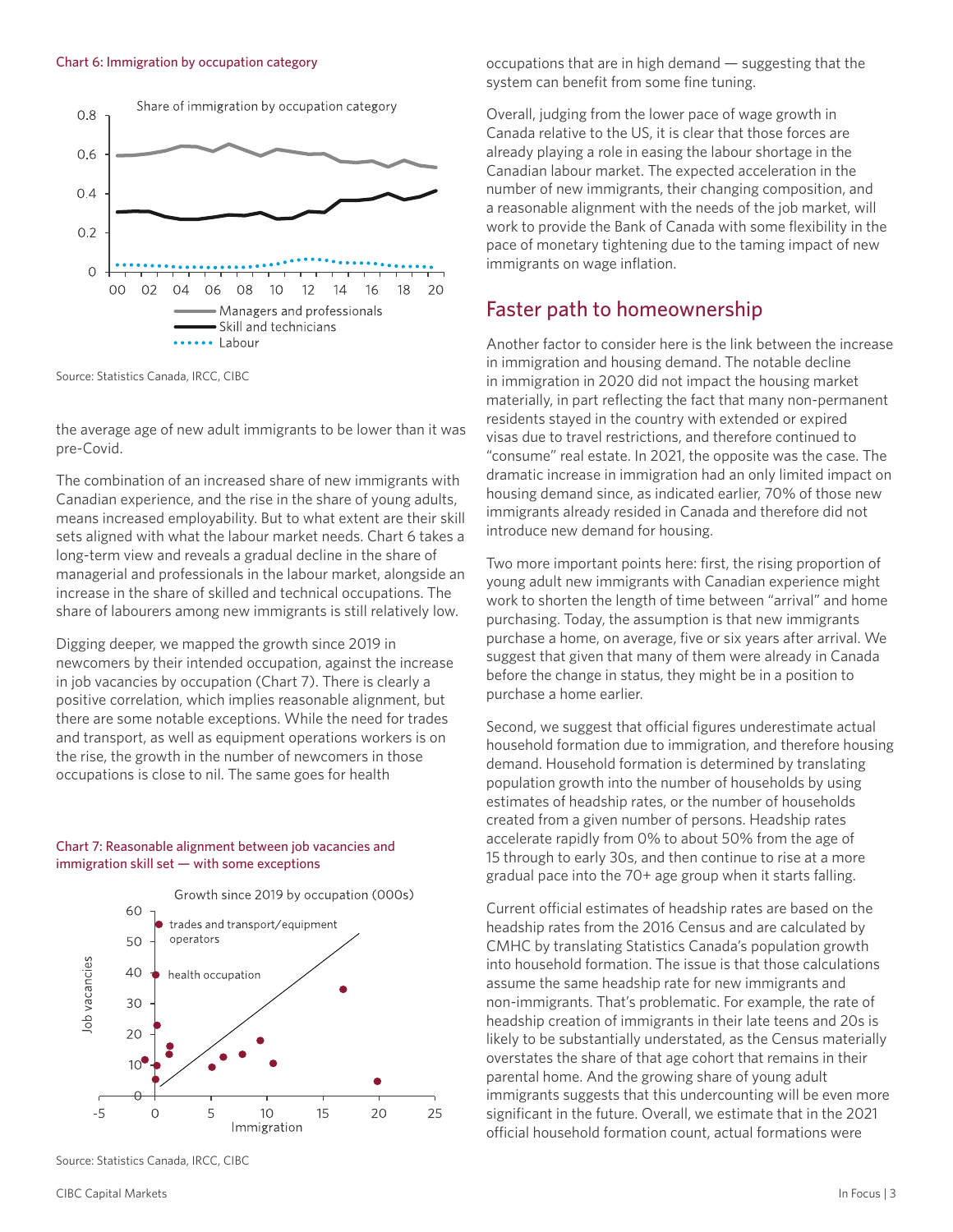Chart 6: Immigration by occupation category

Source: Statistics Canada, IRCC, CIBC

the average age of new adult immigrants to be lower than it was pre-Covid.

The combination of an increased share of new immigrants with Canadian experience, and the rise in the share of young adults, means increased employability. But to what extent are their skill sets aligned with what the labour market needs. Chart 6 takes a long-term view and reveals a gradual decline in the share of managerial and professionals in the labour market, alongside an increase in the share of skilled and technical occupations. The share of labourers among new immigrants is still relatively low.

Digging deeper, we mapped the growth since 2019 in newcomers by their intended occupation, against the increase in job vacancies by occupation (Chart 7). There is clearly a positive correlation, which implies reasonable alignment, but there are some notable exceptions. While the need for trades and transport, as well as equipment operations workers is on the rise, the growth in the number of newcomers in those occupations is close to nil. The same goes for health occupations that are in high demand — suggesting that the system can benefit from some fine tuning.

Chart 7: Reasonable alignment between job vacancies and immigration skill set — with some exceptions

Source: Statistics Canada, IRCC, CIBC

Overall, judging from the lower pace of wage growth in Canada relative to the US, it is clear that those forces are already playing a role in easing the labour shortage in the Canadian labour market. The expected acceleration in the number of new immigrants, their changing composition, and a reasonable alignment with the needs of the job market, will work to provide the Bank of Canada with some flexibility in the pace of monetary tightening due to the taming impact of new immigrants on wage inflation.

## Faster path to homeownership

Another factor to consider here is the link between the increase in immigration and housing demand. The notable decline in immigration in 2020 did not impact the housing market materially, in part reflecting the fact that many non-permanent residents stayed in the country with extended or expired visas due to travel restrictions, and therefore continued to "consume" real estate. In 2021, the opposite was the case. The dramatic increase in immigration had an only limited impact on housing demand since, as indicated earlier, 70% of those new immigrants already resided in Canada and therefore did not introduce new demand for housing.

Two more important points here: first, the rising proportion of young adult new immigrants with Canadian experience might work to shorten the length of time between "arrival" and home purchasing. Today, the assumption is that new immigrants purchase a home, on average, five or six years after arrival. We suggest that given that many of them were already in Canada before the change in status, they might be in a position to purchase a home earlier.

Second, we suggest that official figures underestimate actual household formation due to immigration, and therefore housing demand. Household formation is determined by translating population growth into the number of households by using estimates of headship rates, or the number of households created from a given number of persons. Headship rates accelerate rapidly from 0% to about 50% from the age of 15 through to early 30s, and then continue to rise at a more gradual pace into the 70+ age group when it starts falling.

Current official estimates of headship rates are based on the headship rates from the 2016 Census and are calculated by CMHC by translating Statistics Canada's population growth into household formation. The issue is that those calculations assume the same headship rate for new immigrants and non-immigrants. That's problematic. For example, the rate of headship creation of immigrants in their late teens and 20s is likely to be substantially understated, as the Census materially overstates the share of that age cohort that remains in their parental home. And the growing share of young adult immigrants suggests that this undercounting will be even more significant in the future. Overall, we estimate that in the 2021 official household formation count, actual formations were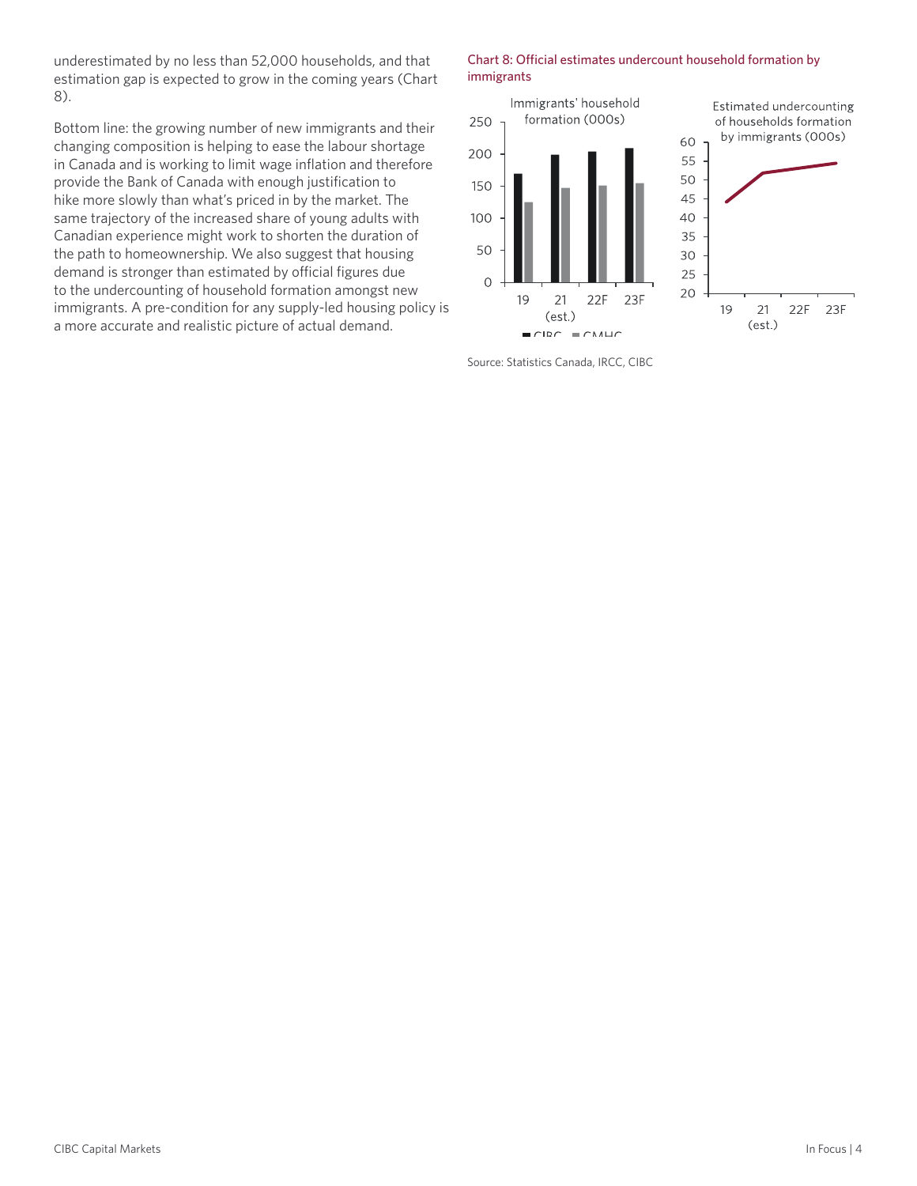underestimated by no less than 52,000 households, and that estimation gap is expected to grow in the coming years (Chart 8).

Bottom line: the growing number of new immigrants and their changing composition is helping to ease the labour shortage in Canada and is working to limit wage inflation and therefore provide the Bank of Canada with enough justification to hike more slowly than what's priced in by the market. The same trajectory of the increased share of young adults with Canadian experience might work to shorten the duration of the path to homeownership. We also suggest that housing demand is stronger than estimated by official figures due to the undercounting of household formation amongst new immigrants. A pre-condition for any supply-led housing policy is a more accurate and realistic picture of actual demand.

Chart 8: Official estimates undercount household formation by immigrants

Source: Statistics Canada, IRCC, CIBC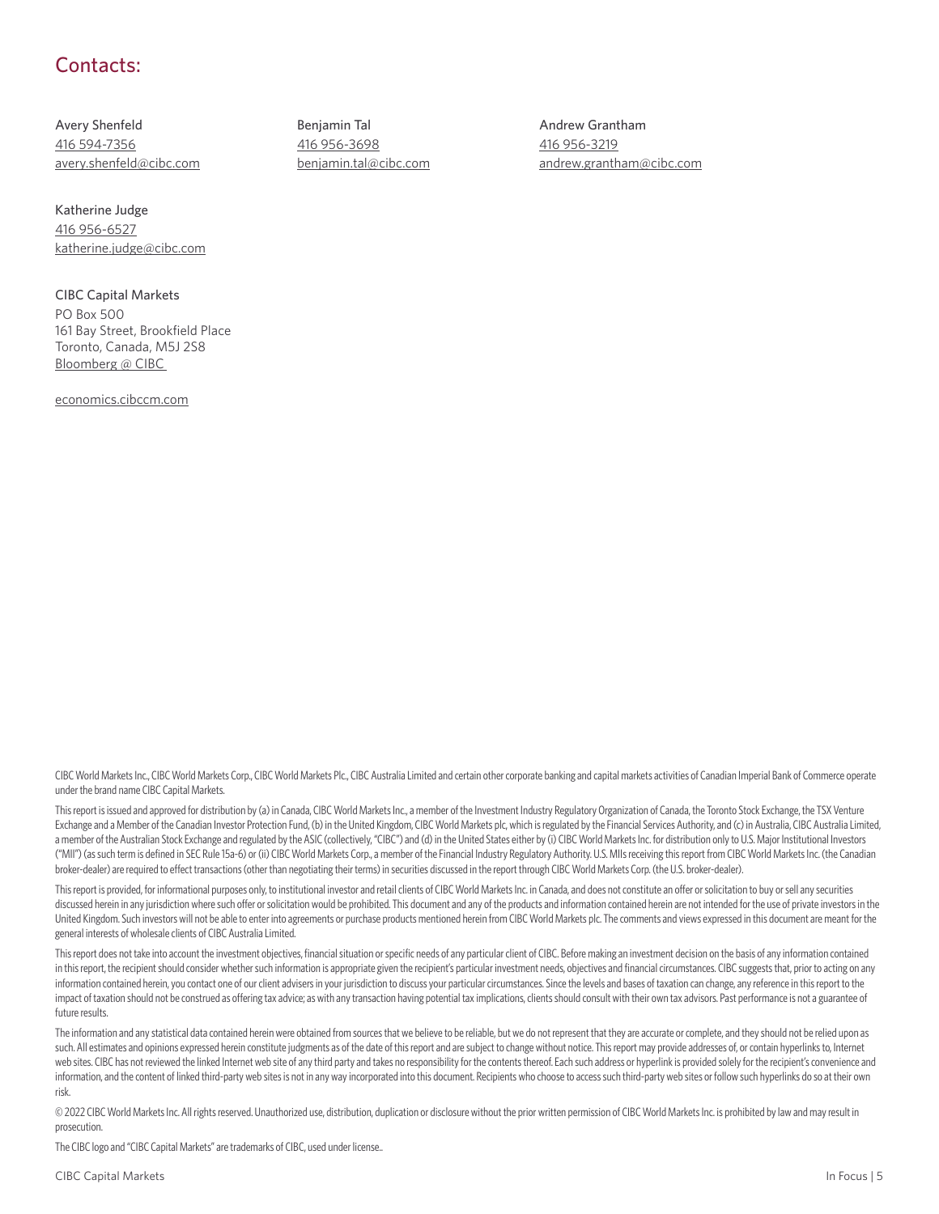## Contacts:

Avery Shenfeld
416 594-7356
avery.shenfeld@cibc.com

Benjamin Tal
416 956-3698
benjamin.tal@cibc.com

Andrew Grantham
416 956-3219
andrew.grantham@cibc.com

Katherine Judge
416 956-6527
katherine.judge@cibc.com

CIBC Capital Markets
PO Box 500
161 Bay Street, Brookfield Place
Toronto, Canada, M5J 2S8
Bloomberg @ CIBC

economics.cibccm.com

CIBC World Markets Inc., CIBC World Markets Corp., CIBC World Markets Plc., CIBC Australia Limited and certain other corporate banking and capital markets activities of Canadian Imperial Bank of Commerce operate under the brand name CIBC Capital Markets.

This report is issued and approved for distribution by (a) in Canada, CIBC World Markets Inc., a member of the Investment Industry Regulatory Organization of Canada, the Toronto Stock Exchange, the TSX Venture Exchange and a Member of the Canadian Investor Protection Fund, (b) in the United Kingdom, CIBC World Markets plc, which is regulated by the Financial Services Authority, and (c) in Australia, CIBC Australia Limited, a member of the Australian Stock Exchange and regulated by the ASIC (collectively, "CIBC") and (d) in the United States either by (i) CIBC World Markets Inc. for distribution only to U.S. Major Institutional Investors ("MII") (as such term is defined in SEC Rule 15a-6) or (ii) CIBC World Markets Corp., a member of the Financial Industry Regulatory Authority. U.S. MIIs receiving this report from CIBC World Markets Inc. (the Canadian broker-dealer) are required to effect transactions (other than negotiating their terms) in securities discussed in the report through CIBC World Markets Corp. (the U.S. broker-dealer).

This report is provided, for informational purposes only, to institutional investor and retail clients of CIBC World Markets Inc. in Canada, and does not constitute an offer or solicitation to buy or sell any securities discussed herein in any jurisdiction where such offer or solicitation would be prohibited. This document and any of the products and information contained herein are not intended for the use of private investors in the United Kingdom. Such investors will not be able to enter into agreements or purchase products mentioned herein from CIBC World Markets plc. The comments and views expressed in this document are meant for the general interests of wholesale clients of CIBC Australia Limited.

This report does not take into account the investment objectives, financial situation or specific needs of any particular client of CIBC. Before making an investment decision on the basis of any information contained in this report, the recipient should consider whether such information is appropriate given the recipient's particular investment needs, objectives and financial circumstances. CIBC suggests that, prior to acting on any information contained herein, you contact one of our client advisers in your jurisdiction to discuss your particular circumstances. Since the levels and bases of taxation can change, any reference in this report to the impact of taxation should not be construed as offering tax advice; as with any transaction having potential tax implications, clients should consult with their own tax advisors. Past performance is not a guarantee of future results.

The information and any statistical data contained herein were obtained from sources that we believe to be reliable, but we do not represent that they are accurate or complete, and they should not be relied upon as such. All estimates and opinions expressed herein constitute judgments as of the date of this report and are subject to change without notice. This report may provide addresses of, or contain hyperlinks to, Internet web sites. CIBC has not reviewed the linked Internet web site of any third party and takes no responsibility for the contents thereof. Each such address or hyperlink is provided solely for the recipient's convenience and information, and the content of linked third-party web sites is not in any way incorporated into this document. Recipients who choose to access such third-party web sites or follow such hyperlinks do so at their own risk.

© 2022 CIBC World Markets Inc. All rights reserved. Unauthorized use, distribution, duplication or disclosure without the prior written permission of CIBC World Markets Inc. is prohibited by law and may result in prosecution.

The CIBC logo and "CIBC Capital Markets" are trademarks of CIBC, used under license..